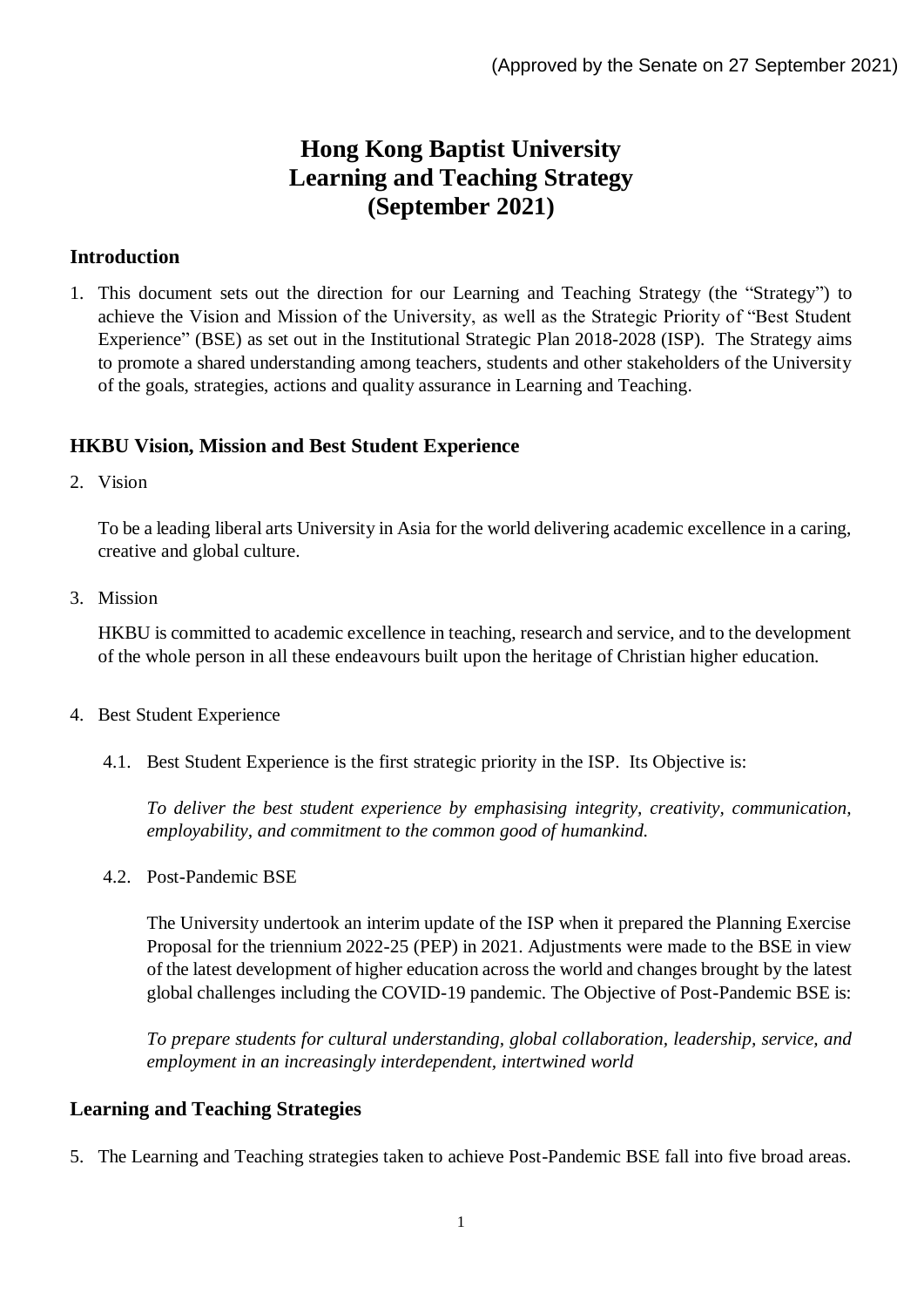(Approved by the Senate on 27 September 2021)

# Hong Kong Baptist University
# Learning and Teaching Strategy
# (September 2021)

## Introduction

1. This document sets out the direction for our Learning and Teaching Strategy (the "Strategy") to achieve the Vision and Mission of the University, as well as the Strategic Priority of "Best Student Experience" (BSE) as set out in the Institutional Strategic Plan 2018-2028 (ISP). The Strategy aims to promote a shared understanding among teachers, students and other stakeholders of the University of the goals, strategies, actions and quality assurance in Learning and Teaching.

## HKBU Vision, Mission and Best Student Experience

2. Vision

   To be a leading liberal arts University in Asia for the world delivering academic excellence in a caring, creative and global culture.

3. Mission

   HKBU is committed to academic excellence in teaching, research and service, and to the development of the whole person in all these endeavours built upon the heritage of Christian higher education.

4. Best Student Experience

   4.1. Best Student Experience is the first strategic priority in the ISP. Its Objective is:

   *To deliver the best student experience by emphasising integrity, creativity, communication, employability, and commitment to the common good of humankind.*

   4.2. Post-Pandemic BSE

   The University undertook an interim update of the ISP when it prepared the Planning Exercise Proposal for the triennium 2022-25 (PEP) in 2021. Adjustments were made to the BSE in view of the latest development of higher education across the world and changes brought by the latest global challenges including the COVID-19 pandemic. The Objective of Post-Pandemic BSE is:

   *To prepare students for cultural understanding, global collaboration, leadership, service, and employment in an increasingly interdependent, intertwined world*

## Learning and Teaching Strategies

5. The Learning and Teaching strategies taken to achieve Post-Pandemic BSE fall into five broad areas.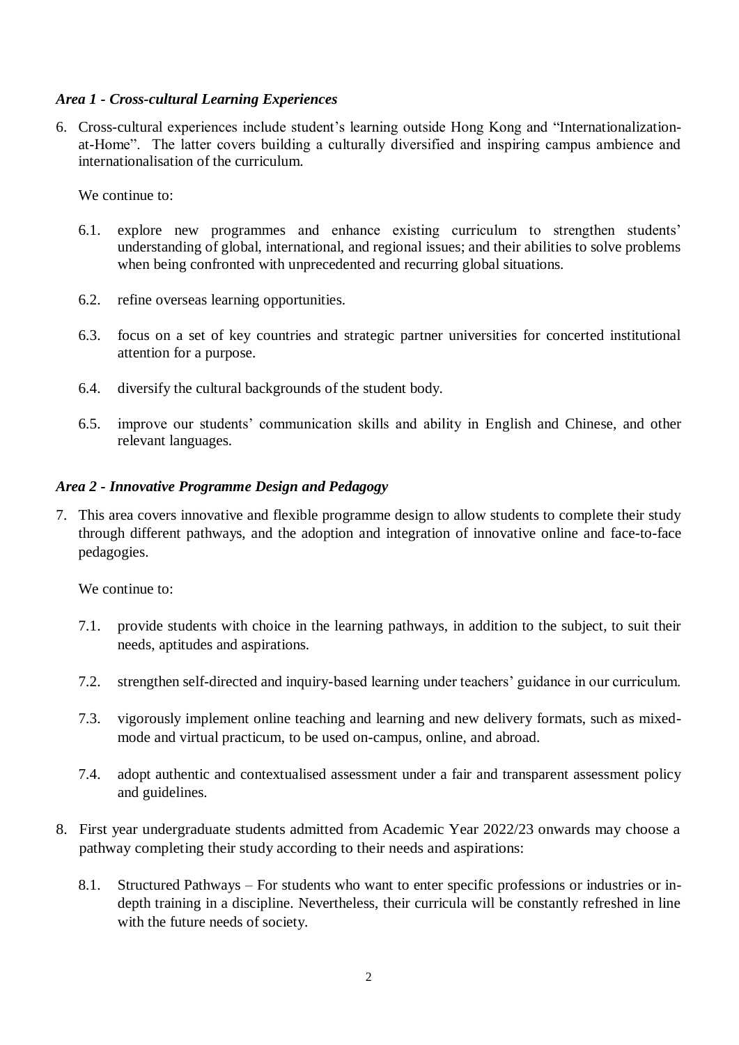### *Area 1 - Cross-cultural Learning Experiences*

6. Cross-cultural experiences include student's learning outside Hong Kong and "Internationalization-at-Home". The latter covers building a culturally diversified and inspiring campus ambience and internationalisation of the curriculum.

   We continue to:

   6.1. explore new programmes and enhance existing curriculum to strengthen students' understanding of global, international, and regional issues; and their abilities to solve problems when being confronted with unprecedented and recurring global situations.

   6.2. refine overseas learning opportunities.

   6.3. focus on a set of key countries and strategic partner universities for concerted institutional attention for a purpose.

   6.4. diversify the cultural backgrounds of the student body.

   6.5. improve our students' communication skills and ability in English and Chinese, and other relevant languages.

### *Area 2 - Innovative Programme Design and Pedagogy*

7. This area covers innovative and flexible programme design to allow students to complete their study through different pathways, and the adoption and integration of innovative online and face-to-face pedagogies.

   We continue to:

   7.1. provide students with choice in the learning pathways, in addition to the subject, to suit their needs, aptitudes and aspirations.

   7.2. strengthen self-directed and inquiry-based learning under teachers' guidance in our curriculum.

   7.3. vigorously implement online teaching and learning and new delivery formats, such as mixed-mode and virtual practicum, to be used on-campus, online, and abroad.

   7.4. adopt authentic and contextualised assessment under a fair and transparent assessment policy and guidelines.

8. First year undergraduate students admitted from Academic Year 2022/23 onwards may choose a pathway completing their study according to their needs and aspirations:

   8.1. Structured Pathways – For students who want to enter specific professions or industries or in-depth training in a discipline. Nevertheless, their curricula will be constantly refreshed in line with the future needs of society.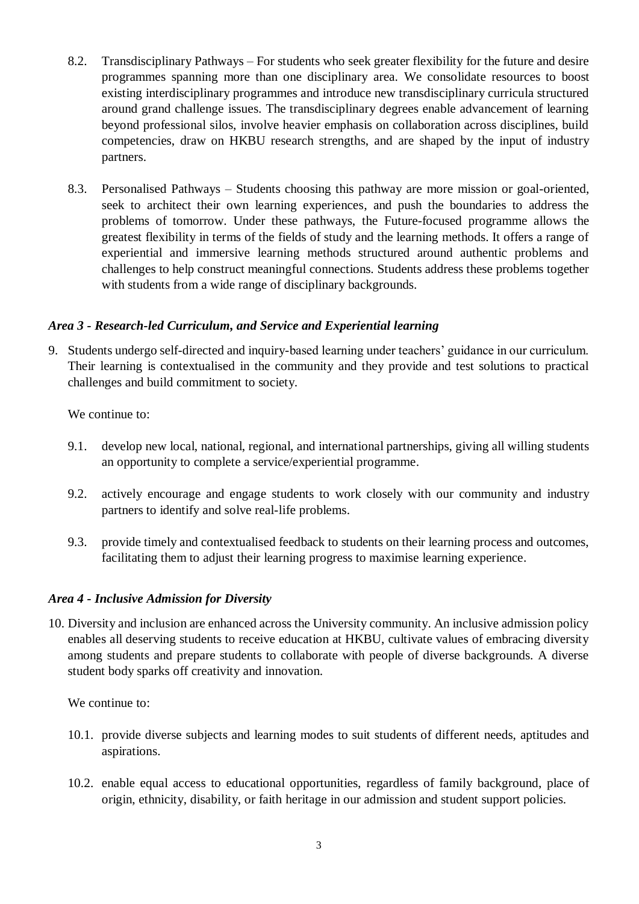8.2. Transdisciplinary Pathways – For students who seek greater flexibility for the future and desire programmes spanning more than one disciplinary area. We consolidate resources to boost existing interdisciplinary programmes and introduce new transdisciplinary curricula structured around grand challenge issues. The transdisciplinary degrees enable advancement of learning beyond professional silos, involve heavier emphasis on collaboration across disciplines, build competencies, draw on HKBU research strengths, and are shaped by the input of industry partners.

8.3. Personalised Pathways – Students choosing this pathway are more mission or goal-oriented, seek to architect their own learning experiences, and push the boundaries to address the problems of tomorrow. Under these pathways, the Future-focused programme allows the greatest flexibility in terms of the fields of study and the learning methods. It offers a range of experiential and immersive learning methods structured around authentic problems and challenges to help construct meaningful connections. Students address these problems together with students from a wide range of disciplinary backgrounds.

### *Area 3 - Research-led Curriculum, and Service and Experiential learning*

9. Students undergo self-directed and inquiry-based learning under teachers' guidance in our curriculum. Their learning is contextualised in the community and they provide and test solutions to practical challenges and build commitment to society.

   We continue to:

   9.1. develop new local, national, regional, and international partnerships, giving all willing students an opportunity to complete a service/experiential programme.

   9.2. actively encourage and engage students to work closely with our community and industry partners to identify and solve real-life problems.

   9.3. provide timely and contextualised feedback to students on their learning process and outcomes, facilitating them to adjust their learning progress to maximise learning experience.

### *Area 4 - Inclusive Admission for Diversity*

10. Diversity and inclusion are enhanced across the University community. An inclusive admission policy enables all deserving students to receive education at HKBU, cultivate values of embracing diversity among students and prepare students to collaborate with people of diverse backgrounds. A diverse student body sparks off creativity and innovation.

    We continue to:

    10.1. provide diverse subjects and learning modes to suit students of different needs, aptitudes and aspirations.

    10.2. enable equal access to educational opportunities, regardless of family background, place of origin, ethnicity, disability, or faith heritage in our admission and student support policies.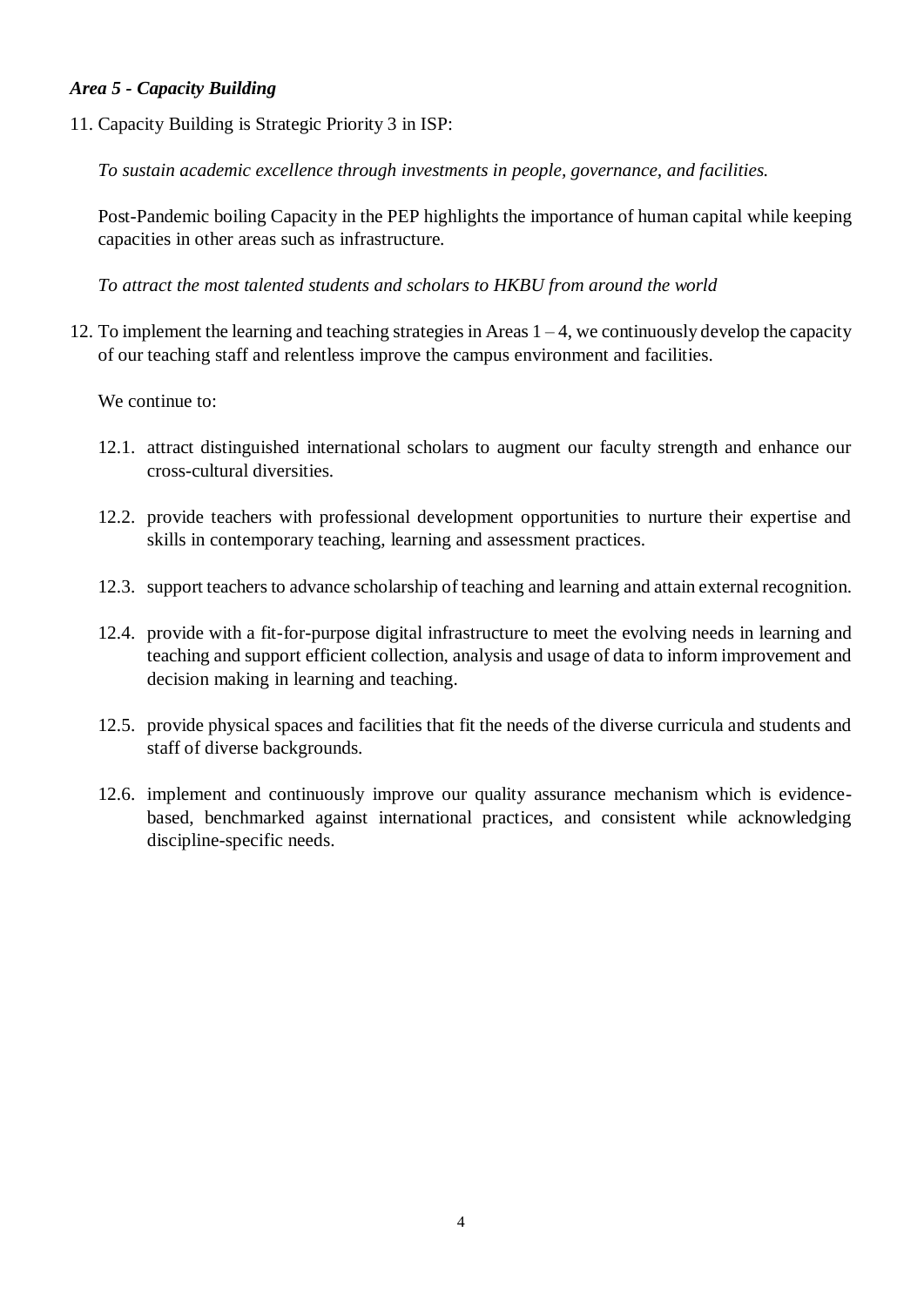***Area 5 - Capacity Building***

11. Capacity Building is Strategic Priority 3 in ISP:

    *To sustain academic excellence through investments in people, governance, and facilities.*

    Post-Pandemic boiling Capacity in the PEP highlights the importance of human capital while keeping capacities in other areas such as infrastructure.

    *To attract the most talented students and scholars to HKBU from around the world*

12. To implement the learning and teaching strategies in Areas 1 – 4, we continuously develop the capacity of our teaching staff and relentless improve the campus environment and facilities.

    We continue to:

    12.1. attract distinguished international scholars to augment our faculty strength and enhance our cross-cultural diversities.

    12.2. provide teachers with professional development opportunities to nurture their expertise and skills in contemporary teaching, learning and assessment practices.

    12.3. support teachers to advance scholarship of teaching and learning and attain external recognition.

    12.4. provide with a fit-for-purpose digital infrastructure to meet the evolving needs in learning and teaching and support efficient collection, analysis and usage of data to inform improvement and decision making in learning and teaching.

    12.5. provide physical spaces and facilities that fit the needs of the diverse curricula and students and staff of diverse backgrounds.

    12.6. implement and continuously improve our quality assurance mechanism which is evidence-based, benchmarked against international practices, and consistent while acknowledging discipline-specific needs.